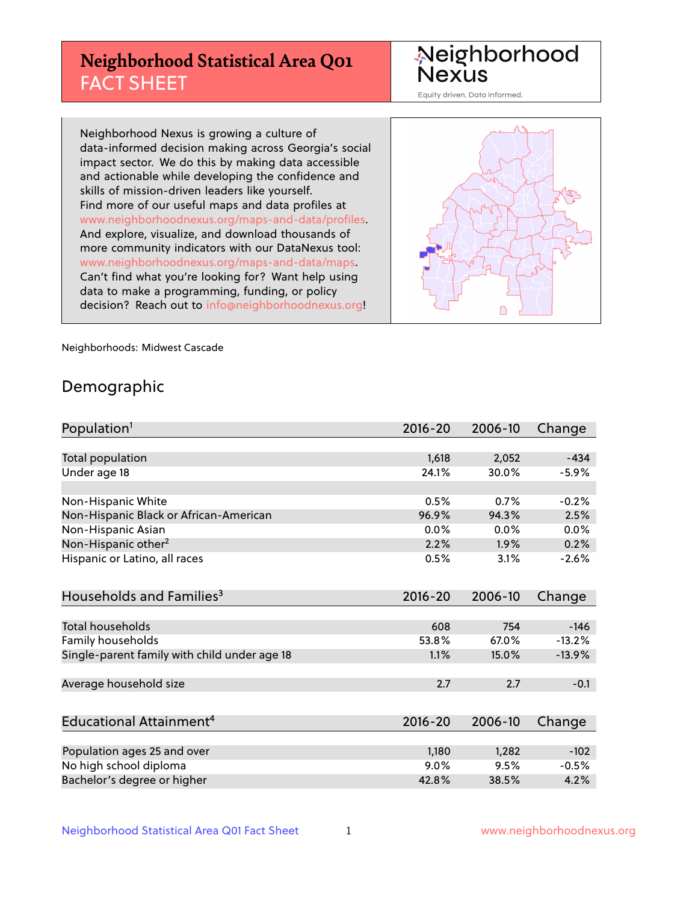# Neighborhood Statistical Area Q01 FACT SHEET

Neighborhood Nexus
Equity driven. Data informed.

Neighborhood Nexus is growing a culture of data-informed decision making across Georgia's social impact sector. We do this by making data accessible and actionable while developing the confidence and skills of mission-driven leaders like yourself. Find more of our useful maps and data profiles at www.neighborhoodnexus.org/maps-and-data/profiles. And explore, visualize, and download thousands of more community indicators with our DataNexus tool: www.neighborhoodnexus.org/maps-and-data/maps. Can't find what you're looking for? Want help using data to make a programming, funding, or policy decision? Reach out to info@neighborhoodnexus.org!

Neighborhoods: Midwest Cascade

## Demographic

| Population[1] | 2016-20 | 2006-10 | Change |
|---|---|---|---|
| Total population | 1,618 | 2,052 | -434 |
| Under age 18 | 24.1% | 30.0% | -5.9% |
| | | | |
| Non-Hispanic White | 0.5% | 0.7% | -0.2% |
| Non-Hispanic Black or African-American | 96.9% | 94.3% | 2.5% |
| Non-Hispanic Asian | 0.0% | 0.0% | 0.0% |
| Non-Hispanic other[2] | 2.2% | 1.9% | 0.2% |
| Hispanic or Latino, all races | 0.5% | 3.1% | -2.6% |

| Households and Families[3] | 2016-20 | 2006-10 | Change |
|---|---|---|---|
| Total households | 608 | 754 | -146 |
| Family households | 53.8% | 67.0% | -13.2% |
| Single-parent family with child under age 18 | 1.1% | 15.0% | -13.9% |
| | | | |
| Average household size | 2.7 | 2.7 | -0.1 |

| Educational Attainment[4] | 2016-20 | 2006-10 | Change |
|---|---|---|---|
| Population ages 25 and over | 1,180 | 1,282 | -102 |
| No high school diploma | 9.0% | 9.5% | -0.5% |
| Bachelor's degree or higher | 42.8% | 38.5% | 4.2% |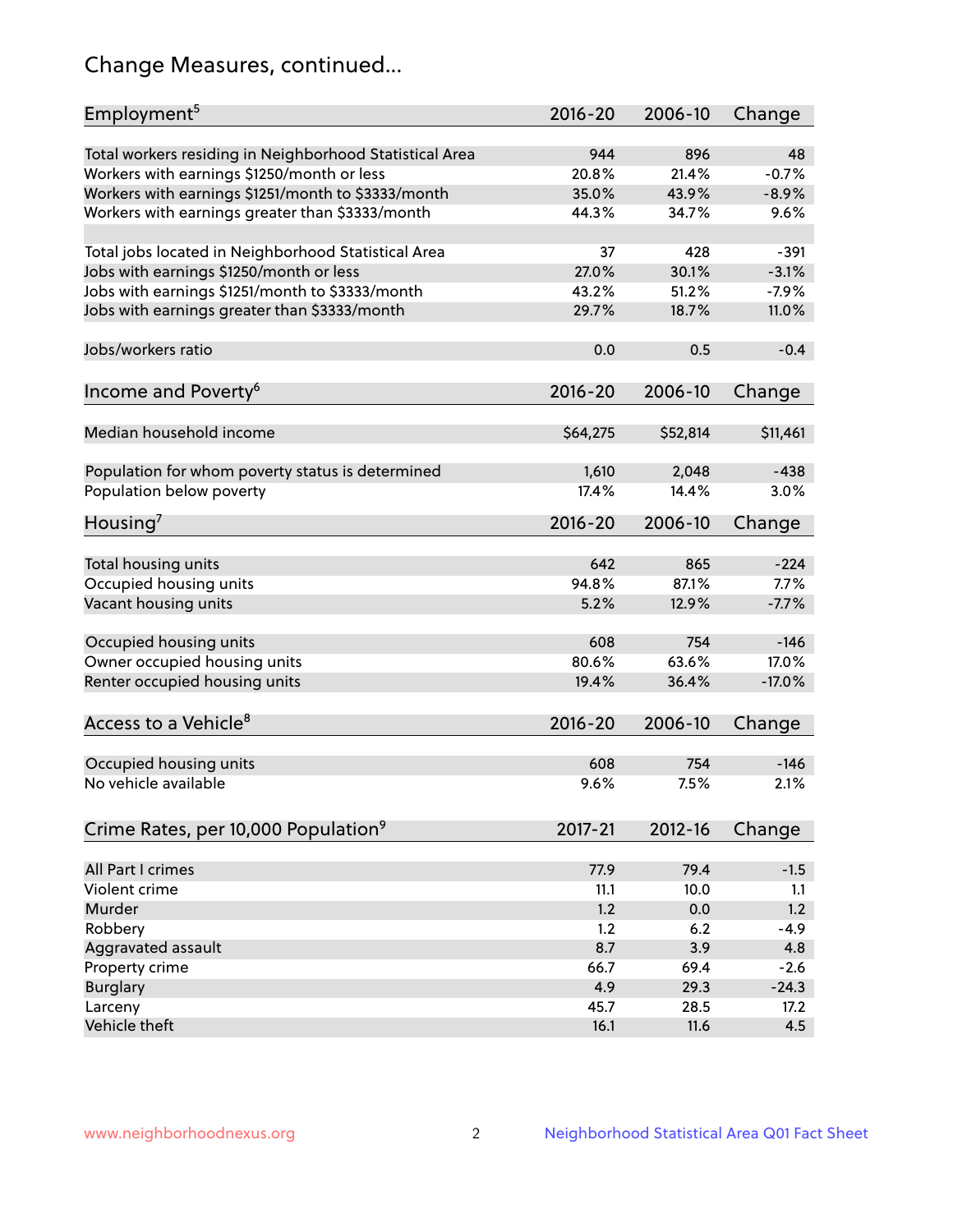# Change Measures, continued...

| Employment[5] | 2016-20 | 2006-10 | Change |
|---|---|---|---|
| Total workers residing in Neighborhood Statistical Area | 944 | 896 | 48 |
| Workers with earnings $1250/month or less | 20.8% | 21.4% | -0.7% |
| Workers with earnings $1251/month to $3333/month | 35.0% | 43.9% | -8.9% |
| Workers with earnings greater than $3333/month | 44.3% | 34.7% | 9.6% |
| | | | |
| Total jobs located in Neighborhood Statistical Area | 37 | 428 | -391 |
| Jobs with earnings $1250/month or less | 27.0% | 30.1% | -3.1% |
| Jobs with earnings $1251/month to $3333/month | 43.2% | 51.2% | -7.9% |
| Jobs with earnings greater than $3333/month | 29.7% | 18.7% | 11.0% |
| | | | |
| Jobs/workers ratio | 0.0 | 0.5 | -0.4 |

| Income and Poverty[6] | 2016-20 | 2006-10 | Change |
|---|---|---|---|
| Median household income | $64,275 | $52,814 | $11,461 |
| | | | |
| Population for whom poverty status is determined | 1,610 | 2,048 | -438 |
| Population below poverty | 17.4% | 14.4% | 3.0% |

| Housing[7] | 2016-20 | 2006-10 | Change |
|---|---|---|---|
| Total housing units | 642 | 865 | -224 |
| Occupied housing units | 94.8% | 87.1% | 7.7% |
| Vacant housing units | 5.2% | 12.9% | -7.7% |
| | | | |
| Occupied housing units | 608 | 754 | -146 |
| Owner occupied housing units | 80.6% | 63.6% | 17.0% |
| Renter occupied housing units | 19.4% | 36.4% | -17.0% |

| Access to a Vehicle[8] | 2016-20 | 2006-10 | Change |
|---|---|---|---|
| Occupied housing units | 608 | 754 | -146 |
| No vehicle available | 9.6% | 7.5% | 2.1% |

| Crime Rates, per 10,000 Population[9] | 2017-21 | 2012-16 | Change |
|---|---|---|---|
| All Part I crimes | 77.9 | 79.4 | -1.5 |
| Violent crime | 11.1 | 10.0 | 1.1 |
| Murder | 1.2 | 0.0 | 1.2 |
| Robbery | 1.2 | 6.2 | -4.9 |
| Aggravated assault | 8.7 | 3.9 | 4.8 |
| Property crime | 66.7 | 69.4 | -2.6 |
| Burglary | 4.9 | 29.3 | -24.3 |
| Larceny | 45.7 | 28.5 | 17.2 |
| Vehicle theft | 16.1 | 11.6 | 4.5 |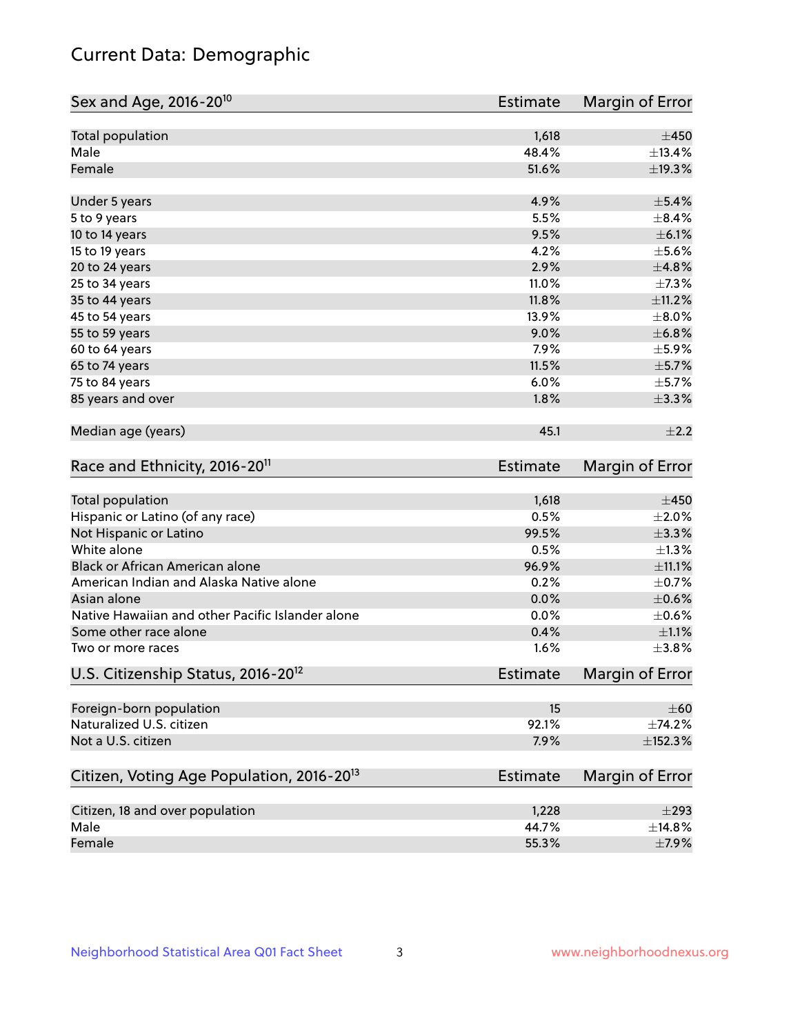# Current Data: Demographic

| Sex and Age, 2016-20[10] | Estimate | Margin of Error |
|---|---|---|
| Total population | 1,618 | ±450 |
| Male | 48.4% | ±13.4% |
| Female | 51.6% | ±19.3% |
| | | |
| Under 5 years | 4.9% | ±5.4% |
| 5 to 9 years | 5.5% | ±8.4% |
| 10 to 14 years | 9.5% | ±6.1% |
| 15 to 19 years | 4.2% | ±5.6% |
| 20 to 24 years | 2.9% | ±4.8% |
| 25 to 34 years | 11.0% | ±7.3% |
| 35 to 44 years | 11.8% | ±11.2% |
| 45 to 54 years | 13.9% | ±8.0% |
| 55 to 59 years | 9.0% | ±6.8% |
| 60 to 64 years | 7.9% | ±5.9% |
| 65 to 74 years | 11.5% | ±5.7% |
| 75 to 84 years | 6.0% | ±5.7% |
| 85 years and over | 1.8% | ±3.3% |
| | | |
| Median age (years) | 45.1 | ±2.2 |

| Race and Ethnicity, 2016-20[11] | Estimate | Margin of Error |
|---|---|---|
| Total population | 1,618 | ±450 |
| Hispanic or Latino (of any race) | 0.5% | ±2.0% |
| Not Hispanic or Latino | 99.5% | ±3.3% |
| White alone | 0.5% | ±1.3% |
| Black or African American alone | 96.9% | ±11.1% |
| American Indian and Alaska Native alone | 0.2% | ±0.7% |
| Asian alone | 0.0% | ±0.6% |
| Native Hawaiian and other Pacific Islander alone | 0.0% | ±0.6% |
| Some other race alone | 0.4% | ±1.1% |
| Two or more races | 1.6% | ±3.8% |

| U.S. Citizenship Status, 2016-20[12] | Estimate | Margin of Error |
|---|---|---|
| Foreign-born population | 15 | ±60 |
| Naturalized U.S. citizen | 92.1% | ±74.2% |
| Not a U.S. citizen | 7.9% | ±152.3% |

| Citizen, Voting Age Population, 2016-20[13] | Estimate | Margin of Error |
|---|---|---|
| Citizen, 18 and over population | 1,228 | ±293 |
| Male | 44.7% | ±14.8% |
| Female | 55.3% | ±7.9% |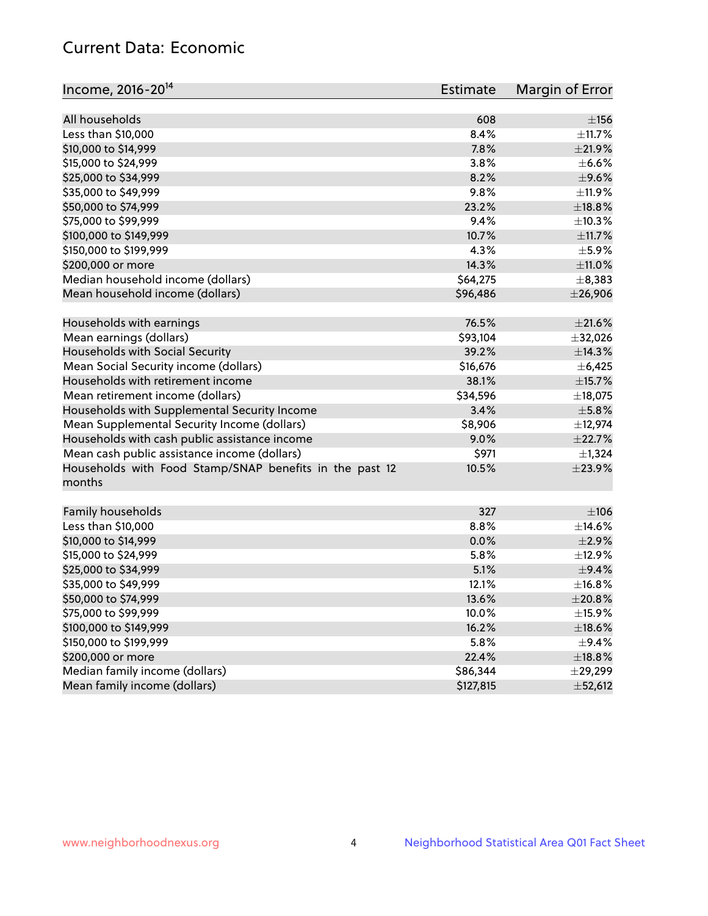## Current Data: Economic

| Income, 2016-20[14] | Estimate | Margin of Error |
|---|---|---|
| All households | 608 | ±156 |
| Less than $10,000 | 8.4% | ±11.7% |
| $10,000 to $14,999 | 7.8% | ±21.9% |
| $15,000 to $24,999 | 3.8% | ±6.6% |
| $25,000 to $34,999 | 8.2% | ±9.6% |
| $35,000 to $49,999 | 9.8% | ±11.9% |
| $50,000 to $74,999 | 23.2% | ±18.8% |
| $75,000 to $99,999 | 9.4% | ±10.3% |
| $100,000 to $149,999 | 10.7% | ±11.7% |
| $150,000 to $199,999 | 4.3% | ±5.9% |
| $200,000 or more | 14.3% | ±11.0% |
| Median household income (dollars) | $64,275 | ±8,383 |
| Mean household income (dollars) | $96,486 | ±26,906 |
| | | |
| Households with earnings | 76.5% | ±21.6% |
| Mean earnings (dollars) | $93,104 | ±32,026 |
| Households with Social Security | 39.2% | ±14.3% |
| Mean Social Security income (dollars) | $16,676 | ±6,425 |
| Households with retirement income | 38.1% | ±15.7% |
| Mean retirement income (dollars) | $34,596 | ±18,075 |
| Households with Supplemental Security Income | 3.4% | ±5.8% |
| Mean Supplemental Security Income (dollars) | $8,906 | ±12,974 |
| Households with cash public assistance income | 9.0% | ±22.7% |
| Mean cash public assistance income (dollars) | $971 | ±1,324 |
| Households with Food Stamp/SNAP benefits in the past 12 months | 10.5% | ±23.9% |
| | | |
| Family households | 327 | ±106 |
| Less than $10,000 | 8.8% | ±14.6% |
| $10,000 to $14,999 | 0.0% | ±2.9% |
| $15,000 to $24,999 | 5.8% | ±12.9% |
| $25,000 to $34,999 | 5.1% | ±9.4% |
| $35,000 to $49,999 | 12.1% | ±16.8% |
| $50,000 to $74,999 | 13.6% | ±20.8% |
| $75,000 to $99,999 | 10.0% | ±15.9% |
| $100,000 to $149,999 | 16.2% | ±18.6% |
| $150,000 to $199,999 | 5.8% | ±9.4% |
| $200,000 or more | 22.4% | ±18.8% |
| Median family income (dollars) | $86,344 | ±29,299 |
| Mean family income (dollars) | $127,815 | ±52,612 |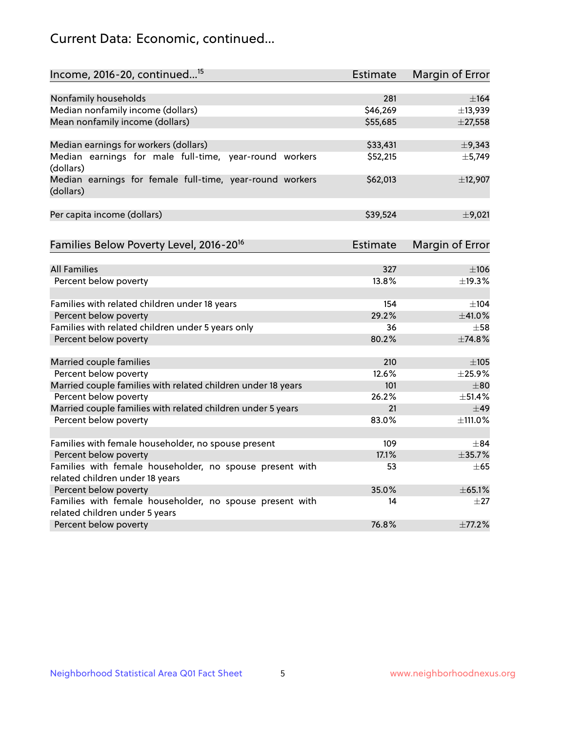## Current Data: Economic, continued...

| Income, 2016-20, continued...[15] | Estimate | Margin of Error |
|---|---|---|
| Nonfamily households | 281 | ±164 |
| Median nonfamily income (dollars) | $46,269 | ±13,939 |
| Mean nonfamily income (dollars) | $55,685 | ±27,558 |
| | | |
| Median earnings for workers (dollars) | $33,431 | ±9,343 |
| Median earnings for male full-time, year-round workers (dollars) | $52,215 | ±5,749 |
| Median earnings for female full-time, year-round workers (dollars) | $62,013 | ±12,907 |
| | | |
| Per capita income (dollars) | $39,524 | ±9,021 |

| Families Below Poverty Level, 2016-20[16] | Estimate | Margin of Error |
|---|---|---|
| All Families | 327 | ±106 |
| Percent below poverty | 13.8% | ±19.3% |
| | | |
| Families with related children under 18 years | 154 | ±104 |
| Percent below poverty | 29.2% | ±41.0% |
| Families with related children under 5 years only | 36 | ±58 |
| Percent below poverty | 80.2% | ±74.8% |
| | | |
| Married couple families | 210 | ±105 |
| Percent below poverty | 12.6% | ±25.9% |
| Married couple families with related children under 18 years | 101 | ±80 |
| Percent below poverty | 26.2% | ±51.4% |
| Married couple families with related children under 5 years | 21 | ±49 |
| Percent below poverty | 83.0% | ±111.0% |
| | | |
| Families with female householder, no spouse present | 109 | ±84 |
| Percent below poverty | 17.1% | ±35.7% |
| Families with female householder, no spouse present with related children under 18 years | 53 | ±65 |
| Percent below poverty | 35.0% | ±65.1% |
| Families with female householder, no spouse present with related children under 5 years | 14 | ±27 |
| Percent below poverty | 76.8% | ±77.2% |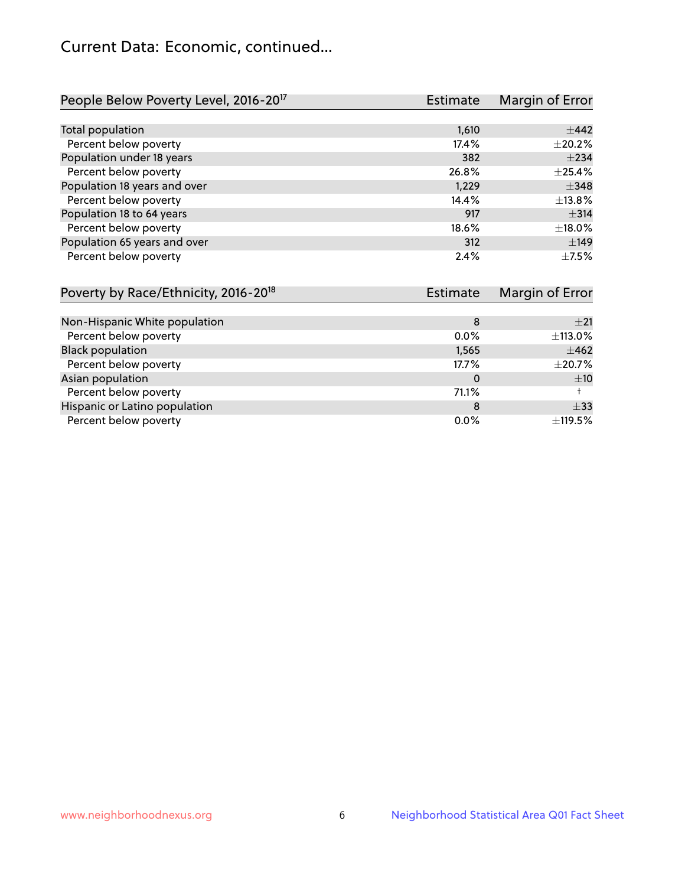## Current Data: Economic, continued...

| People Below Poverty Level, 2016-20[17] | Estimate | Margin of Error |
|---|---|---|
| Total population | 1,610 | ±442 |
| Percent below poverty | 17.4% | ±20.2% |
| Population under 18 years | 382 | ±234 |
| Percent below poverty | 26.8% | ±25.4% |
| Population 18 years and over | 1,229 | ±348 |
| Percent below poverty | 14.4% | ±13.8% |
| Population 18 to 64 years | 917 | ±314 |
| Percent below poverty | 18.6% | ±18.0% |
| Population 65 years and over | 312 | ±149 |
| Percent below poverty | 2.4% | ±7.5% |

| Poverty by Race/Ethnicity, 2016-20[18] | Estimate | Margin of Error |
|---|---|---|
| Non-Hispanic White population | 8 | ±21 |
| Percent below poverty | 0.0% | ±113.0% |
| Black population | 1,565 | ±462 |
| Percent below poverty | 17.7% | ±20.7% |
| Asian population | 0 | ±10 |
| Percent below poverty | 71.1% | † |
| Hispanic or Latino population | 8 | ±33 |
| Percent below poverty | 0.0% | ±119.5% |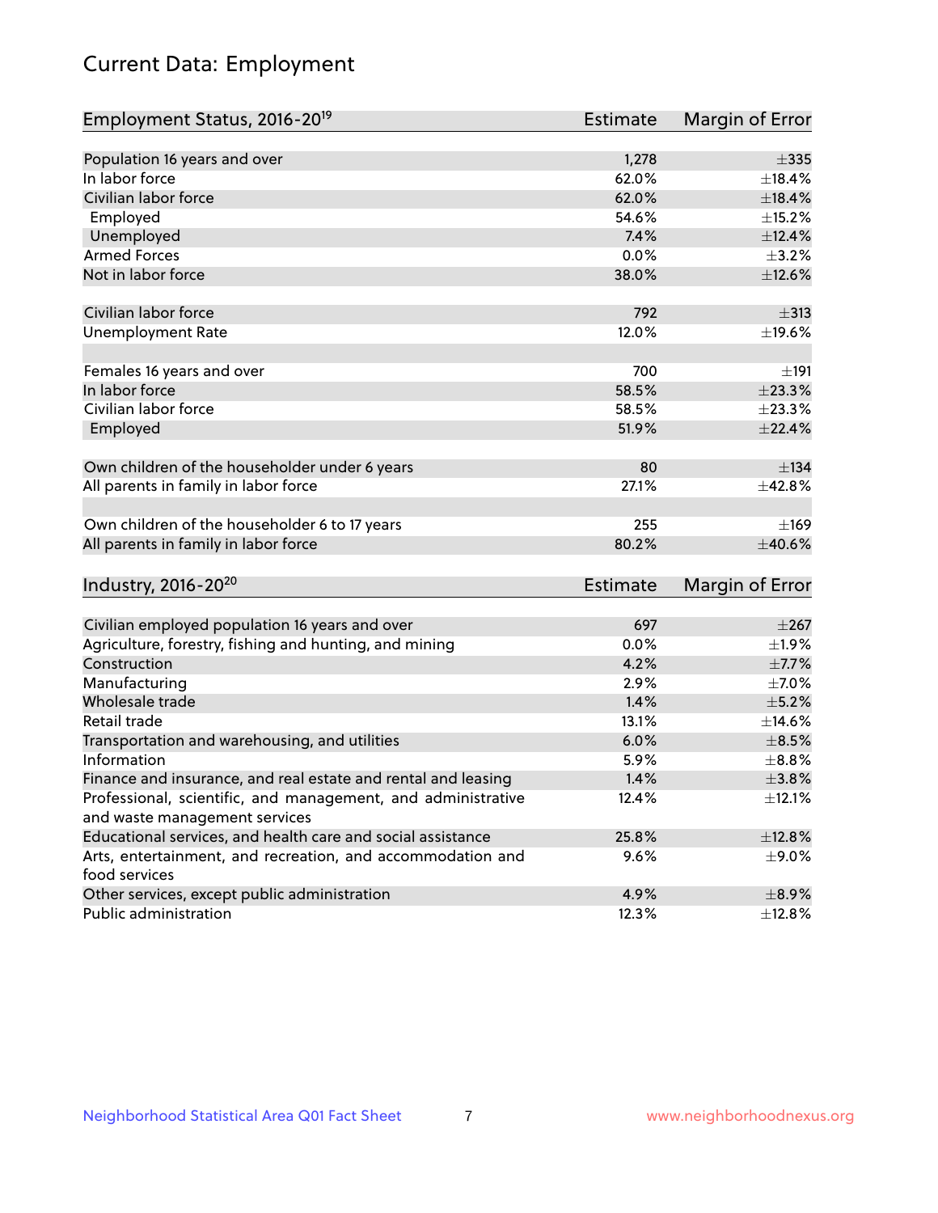# Current Data: Employment

| Employment Status, 2016-20[19] | Estimate | Margin of Error |
|---|---|---|
| Population 16 years and over | 1,278 | ±335 |
| In labor force | 62.0% | ±18.4% |
| Civilian labor force | 62.0% | ±18.4% |
| Employed | 54.6% | ±15.2% |
| Unemployed | 7.4% | ±12.4% |
| Armed Forces | 0.0% | ±3.2% |
| Not in labor force | 38.0% | ±12.6% |
| | | |
| Civilian labor force | 792 | ±313 |
| Unemployment Rate | 12.0% | ±19.6% |
| | | |
| Females 16 years and over | 700 | ±191 |
| In labor force | 58.5% | ±23.3% |
| Civilian labor force | 58.5% | ±23.3% |
| Employed | 51.9% | ±22.4% |
| | | |
| Own children of the householder under 6 years | 80 | ±134 |
| All parents in family in labor force | 27.1% | ±42.8% |
| | | |
| Own children of the householder 6 to 17 years | 255 | ±169 |
| All parents in family in labor force | 80.2% | ±40.6% |

| Industry, 2016-20[20] | Estimate | Margin of Error |
|---|---|---|
| Civilian employed population 16 years and over | 697 | ±267 |
| Agriculture, forestry, fishing and hunting, and mining | 0.0% | ±1.9% |
| Construction | 4.2% | ±7.7% |
| Manufacturing | 2.9% | ±7.0% |
| Wholesale trade | 1.4% | ±5.2% |
| Retail trade | 13.1% | ±14.6% |
| Transportation and warehousing, and utilities | 6.0% | ±8.5% |
| Information | 5.9% | ±8.8% |
| Finance and insurance, and real estate and rental and leasing | 1.4% | ±3.8% |
| Professional, scientific, and management, and administrative and waste management services | 12.4% | ±12.1% |
| Educational services, and health care and social assistance | 25.8% | ±12.8% |
| Arts, entertainment, and recreation, and accommodation and food services | 9.6% | ±9.0% |
| Other services, except public administration | 4.9% | ±8.9% |
| Public administration | 12.3% | ±12.8% |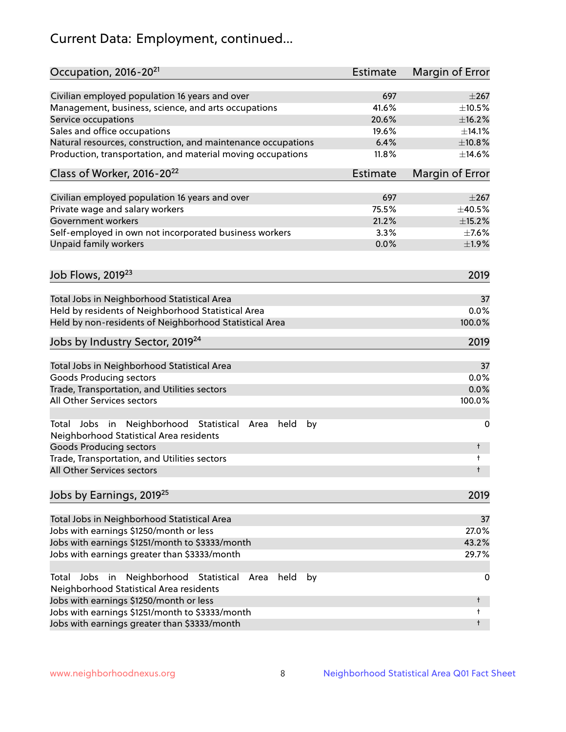# Current Data: Employment, continued...

| Occupation, 2016-20[21] | Estimate | Margin of Error |
|---|---|---|
| Civilian employed population 16 years and over | 697 | ±267 |
| Management, business, science, and arts occupations | 41.6% | ±10.5% |
| Service occupations | 20.6% | ±16.2% |
| Sales and office occupations | 19.6% | ±14.1% |
| Natural resources, construction, and maintenance occupations | 6.4% | ±10.8% |
| Production, transportation, and material moving occupations | 11.8% | ±14.6% |

| Class of Worker, 2016-20[22] | Estimate | Margin of Error |
|---|---|---|
| Civilian employed population 16 years and over | 697 | ±267 |
| Private wage and salary workers | 75.5% | ±40.5% |
| Government workers | 21.2% | ±15.2% |
| Self-employed in own not incorporated business workers | 3.3% | ±7.6% |
| Unpaid family workers | 0.0% | ±1.9% |

| Job Flows, 2019[23] | 2019 |
|---|---|
| Total Jobs in Neighborhood Statistical Area | 37 |
| Held by residents of Neighborhood Statistical Area | 0.0% |
| Held by non-residents of Neighborhood Statistical Area | 100.0% |

| Jobs by Industry Sector, 2019[24] | 2019 |
|---|---|
| Total Jobs in Neighborhood Statistical Area | 37 |
| Goods Producing sectors | 0.0% |
| Trade, Transportation, and Utilities sectors | 0.0% |
| All Other Services sectors | 100.0% |
| | |
| Total Jobs in Neighborhood Statistical Area held by Neighborhood Statistical Area residents | 0 |
| Goods Producing sectors | † |
| Trade, Transportation, and Utilities sectors | † |
| All Other Services sectors | † |

| Jobs by Earnings, 2019[25] | 2019 |
|---|---|
| Total Jobs in Neighborhood Statistical Area | 37 |
| Jobs with earnings $1250/month or less | 27.0% |
| Jobs with earnings $1251/month to $3333/month | 43.2% |
| Jobs with earnings greater than $3333/month | 29.7% |
| | |
| Total Jobs in Neighborhood Statistical Area held by Neighborhood Statistical Area residents | 0 |
| Jobs with earnings $1250/month or less | † |
| Jobs with earnings $1251/month to $3333/month | † |
| Jobs with earnings greater than $3333/month | † |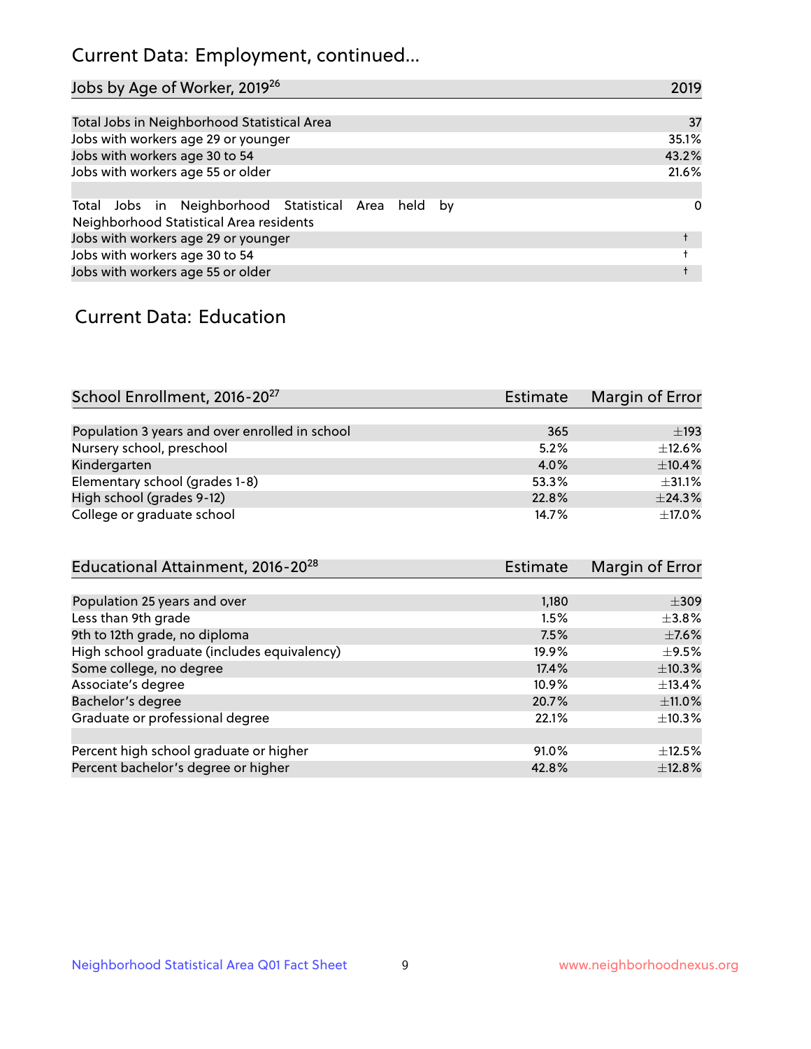## Current Data: Employment, continued...

| Jobs by Age of Worker, 2019[26] | 2019 |
|---|---|
| Total Jobs in Neighborhood Statistical Area | 37 |
| Jobs with workers age 29 or younger | 35.1% |
| Jobs with workers age 30 to 54 | 43.2% |
| Jobs with workers age 55 or older | 21.6% |
| | |
| Total Jobs in Neighborhood Statistical Area held by Neighborhood Statistical Area residents | 0 |
| Jobs with workers age 29 or younger | † |
| Jobs with workers age 30 to 54 | † |
| Jobs with workers age 55 or older | † |

## Current Data: Education

| School Enrollment, 2016-20[27] | Estimate | Margin of Error |
|---|---|---|
| Population 3 years and over enrolled in school | 365 | ±193 |
| Nursery school, preschool | 5.2% | ±12.6% |
| Kindergarten | 4.0% | ±10.4% |
| Elementary school (grades 1-8) | 53.3% | ±31.1% |
| High school (grades 9-12) | 22.8% | ±24.3% |
| College or graduate school | 14.7% | ±17.0% |

| Educational Attainment, 2016-20[28] | Estimate | Margin of Error |
|---|---|---|
| Population 25 years and over | 1,180 | ±309 |
| Less than 9th grade | 1.5% | ±3.8% |
| 9th to 12th grade, no diploma | 7.5% | ±7.6% |
| High school graduate (includes equivalency) | 19.9% | ±9.5% |
| Some college, no degree | 17.4% | ±10.3% |
| Associate's degree | 10.9% | ±13.4% |
| Bachelor's degree | 20.7% | ±11.0% |
| Graduate or professional degree | 22.1% | ±10.3% |
| | | |
| Percent high school graduate or higher | 91.0% | ±12.5% |
| Percent bachelor's degree or higher | 42.8% | ±12.8% |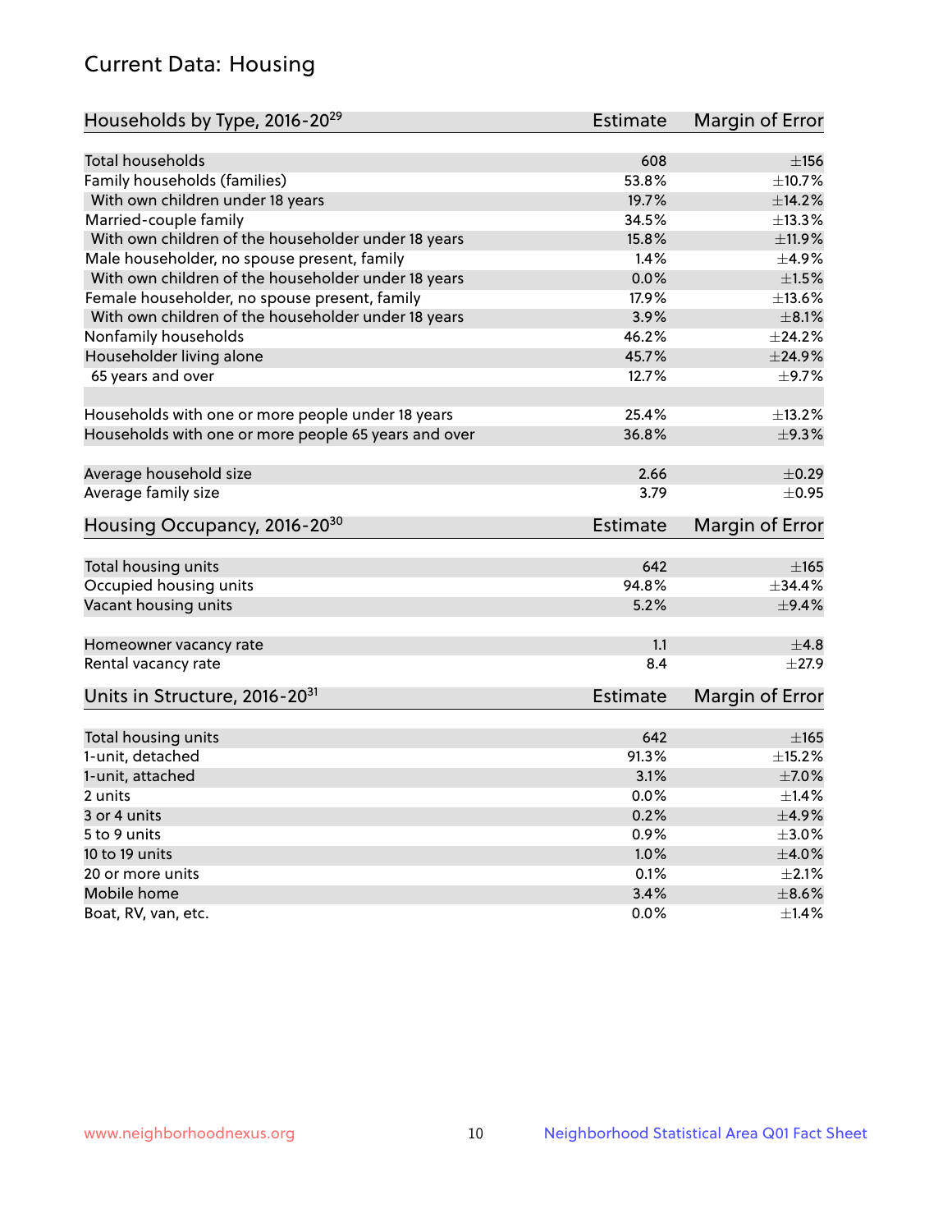## Current Data: Housing

| Households by Type, 2016-20[29] | Estimate | Margin of Error |
|---|---|---|
| Total households | 608 | ±156 |
| Family households (families) | 53.8% | ±10.7% |
| With own children under 18 years | 19.7% | ±14.2% |
| Married-couple family | 34.5% | ±13.3% |
| With own children of the householder under 18 years | 15.8% | ±11.9% |
| Male householder, no spouse present, family | 1.4% | ±4.9% |
| With own children of the householder under 18 years | 0.0% | ±1.5% |
| Female householder, no spouse present, family | 17.9% | ±13.6% |
| With own children of the householder under 18 years | 3.9% | ±8.1% |
| Nonfamily households | 46.2% | ±24.2% |
| Householder living alone | 45.7% | ±24.9% |
| 65 years and over | 12.7% | ±9.7% |
| Households with one or more people under 18 years | 25.4% | ±13.2% |
| Households with one or more people 65 years and over | 36.8% | ±9.3% |
| Average household size | 2.66 | ±0.29 |
| Average family size | 3.79 | ±0.95 |

| Housing Occupancy, 2016-20[30] | Estimate | Margin of Error |
|---|---|---|
| Total housing units | 642 | ±165 |
| Occupied housing units | 94.8% | ±34.4% |
| Vacant housing units | 5.2% | ±9.4% |
| Homeowner vacancy rate | 1.1 | ±4.8 |
| Rental vacancy rate | 8.4 | ±27.9 |

| Units in Structure, 2016-20[31] | Estimate | Margin of Error |
|---|---|---|
| Total housing units | 642 | ±165 |
| 1-unit, detached | 91.3% | ±15.2% |
| 1-unit, attached | 3.1% | ±7.0% |
| 2 units | 0.0% | ±1.4% |
| 3 or 4 units | 0.2% | ±4.9% |
| 5 to 9 units | 0.9% | ±3.0% |
| 10 to 19 units | 1.0% | ±4.0% |
| 20 or more units | 0.1% | ±2.1% |
| Mobile home | 3.4% | ±8.6% |
| Boat, RV, van, etc. | 0.0% | ±1.4% |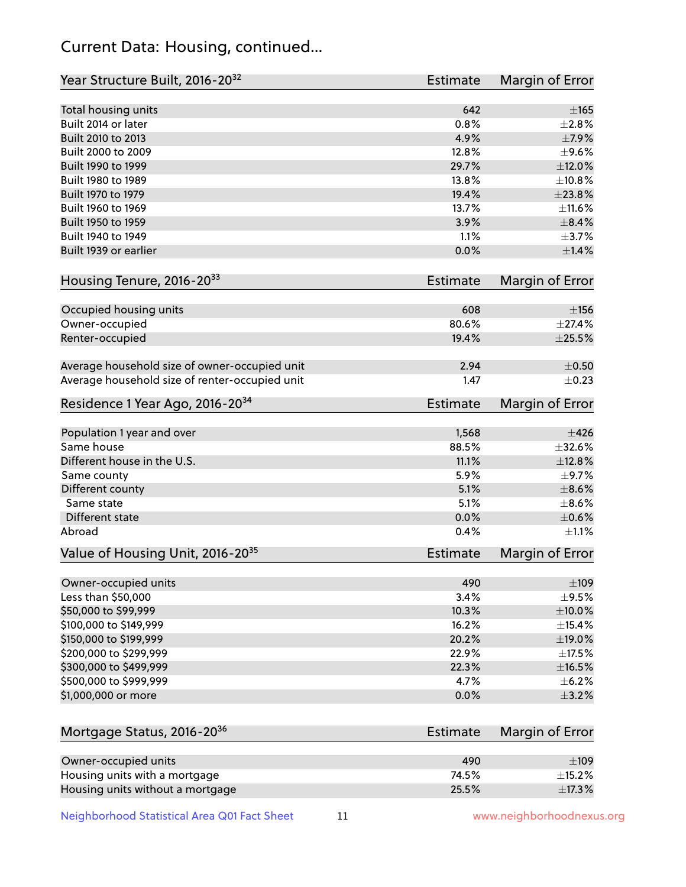## Current Data: Housing, continued...

| Year Structure Built, 2016-20[32] | Estimate | Margin of Error |
|---|---|---|
| Total housing units | 642 | ±165 |
| Built 2014 or later | 0.8% | ±2.8% |
| Built 2010 to 2013 | 4.9% | ±7.9% |
| Built 2000 to 2009 | 12.8% | ±9.6% |
| Built 1990 to 1999 | 29.7% | ±12.0% |
| Built 1980 to 1989 | 13.8% | ±10.8% |
| Built 1970 to 1979 | 19.4% | ±23.8% |
| Built 1960 to 1969 | 13.7% | ±11.6% |
| Built 1950 to 1959 | 3.9% | ±8.4% |
| Built 1940 to 1949 | 1.1% | ±3.7% |
| Built 1939 or earlier | 0.0% | ±1.4% |

| Housing Tenure, 2016-20[33] | Estimate | Margin of Error |
|---|---|---|
| Occupied housing units | 608 | ±156 |
| Owner-occupied | 80.6% | ±27.4% |
| Renter-occupied | 19.4% | ±25.5% |
| Average household size of owner-occupied unit | 2.94 | ±0.50 |
| Average household size of renter-occupied unit | 1.47 | ±0.23 |

| Residence 1 Year Ago, 2016-20[34] | Estimate | Margin of Error |
|---|---|---|
| Population 1 year and over | 1,568 | ±426 |
| Same house | 88.5% | ±32.6% |
| Different house in the U.S. | 11.1% | ±12.8% |
| Same county | 5.9% | ±9.7% |
| Different county | 5.1% | ±8.6% |
| Same state | 5.1% | ±8.6% |
| Different state | 0.0% | ±0.6% |
| Abroad | 0.4% | ±1.1% |

| Value of Housing Unit, 2016-20[35] | Estimate | Margin of Error |
|---|---|---|
| Owner-occupied units | 490 | ±109 |
| Less than $50,000 | 3.4% | ±9.5% |
| $50,000 to $99,999 | 10.3% | ±10.0% |
| $100,000 to $149,999 | 16.2% | ±15.4% |
| $150,000 to $199,999 | 20.2% | ±19.0% |
| $200,000 to $299,999 | 22.9% | ±17.5% |
| $300,000 to $499,999 | 22.3% | ±16.5% |
| $500,000 to $999,999 | 4.7% | ±6.2% |
| $1,000,000 or more | 0.0% | ±3.2% |

| Mortgage Status, 2016-20[36] | Estimate | Margin of Error |
|---|---|---|
| Owner-occupied units | 490 | ±109 |
| Housing units with a mortgage | 74.5% | ±15.2% |
| Housing units without a mortgage | 25.5% | ±17.3% |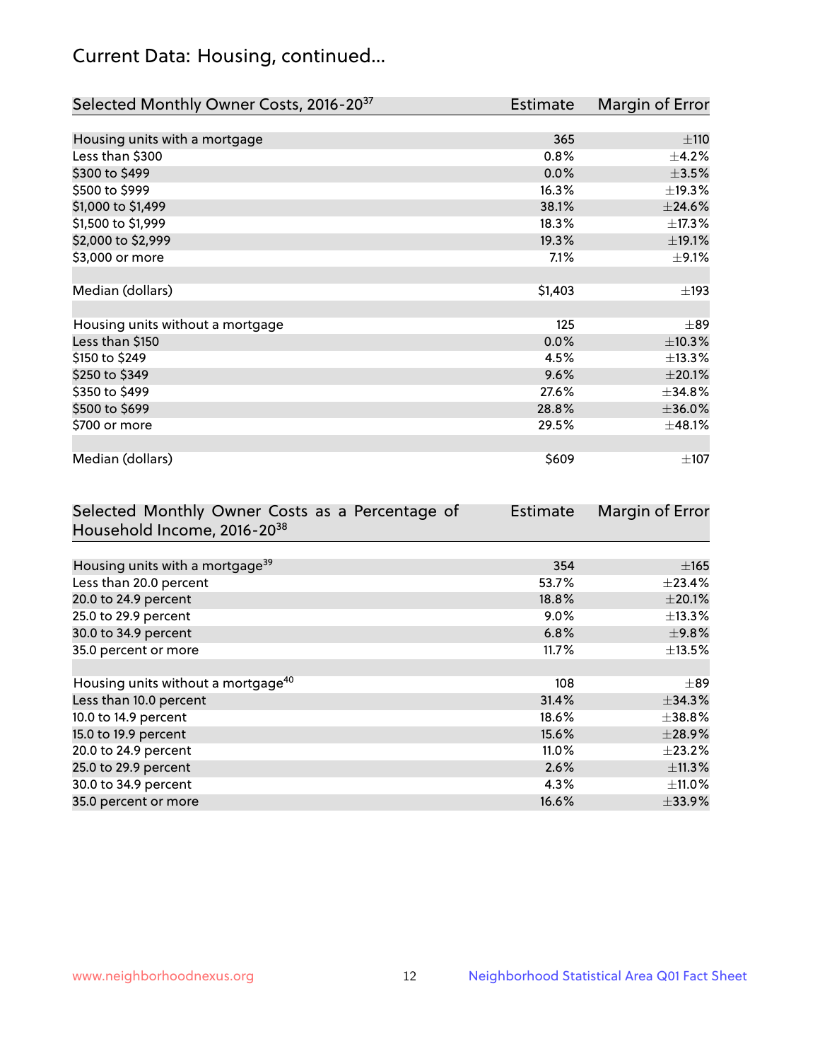## Current Data: Housing, continued...

| Selected Monthly Owner Costs, 2016-20[37] | Estimate | Margin of Error |
|---|---|---|
| Housing units with a mortgage | 365 | ±110 |
| Less than $300 | 0.8% | ±4.2% |
| $300 to $499 | 0.0% | ±3.5% |
| $500 to $999 | 16.3% | ±19.3% |
| $1,000 to $1,499 | 38.1% | ±24.6% |
| $1,500 to $1,999 | 18.3% | ±17.3% |
| $2,000 to $2,999 | 19.3% | ±19.1% |
| $3,000 or more | 7.1% | ±9.1% |
| | | |
| Median (dollars) | $1,403 | ±193 |
| | | |
| Housing units without a mortgage | 125 | ±89 |
| Less than $150 | 0.0% | ±10.3% |
| $150 to $249 | 4.5% | ±13.3% |
| $250 to $349 | 9.6% | ±20.1% |
| $350 to $499 | 27.6% | ±34.8% |
| $500 to $699 | 28.8% | ±36.0% |
| $700 or more | 29.5% | ±48.1% |
| | | |
| Median (dollars) | $609 | ±107 |

| Selected Monthly Owner Costs as a Percentage of Household Income, 2016-20[38] | Estimate | Margin of Error |
|---|---|---|
| Housing units with a mortgage[39] | 354 | ±165 |
| Less than 20.0 percent | 53.7% | ±23.4% |
| 20.0 to 24.9 percent | 18.8% | ±20.1% |
| 25.0 to 29.9 percent | 9.0% | ±13.3% |
| 30.0 to 34.9 percent | 6.8% | ±9.8% |
| 35.0 percent or more | 11.7% | ±13.5% |
| | | |
| Housing units without a mortgage[40] | 108 | ±89 |
| Less than 10.0 percent | 31.4% | ±34.3% |
| 10.0 to 14.9 percent | 18.6% | ±38.8% |
| 15.0 to 19.9 percent | 15.6% | ±28.9% |
| 20.0 to 24.9 percent | 11.0% | ±23.2% |
| 25.0 to 29.9 percent | 2.6% | ±11.3% |
| 30.0 to 34.9 percent | 4.3% | ±11.0% |
| 35.0 percent or more | 16.6% | ±33.9% |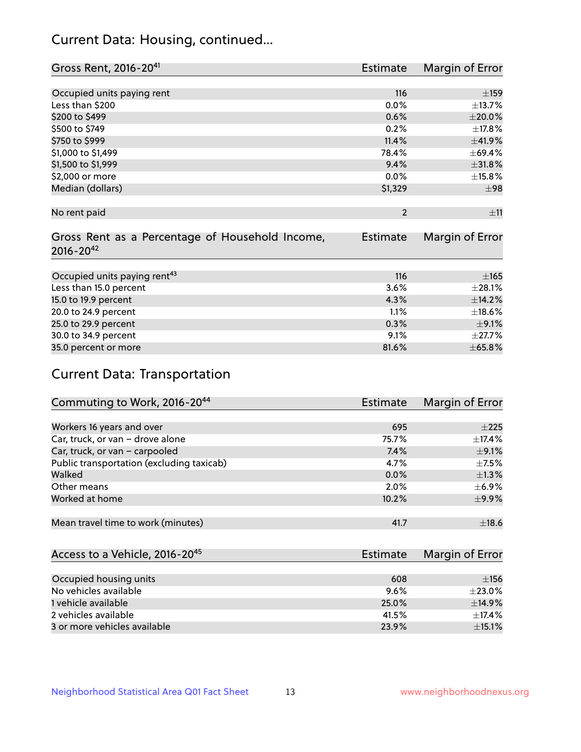## Current Data: Housing, continued...

| Gross Rent, 2016-20[41] | Estimate | Margin of Error |
|---|---|---|
| Occupied units paying rent | 116 | ±159 |
| Less than $200 | 0.0% | ±13.7% |
| $200 to $499 | 0.6% | ±20.0% |
| $500 to $749 | 0.2% | ±17.8% |
| $750 to $999 | 11.4% | ±41.9% |
| $1,000 to $1,499 | 78.4% | ±69.4% |
| $1,500 to $1,999 | 9.4% | ±31.8% |
| $2,000 or more | 0.0% | ±15.8% |
| Median (dollars) | $1,329 | ±98 |
| No rent paid | 2 | ±11 |

| Gross Rent as a Percentage of Household Income, 2016-20[42] | Estimate | Margin of Error |
|---|---|---|
| Occupied units paying rent[43] | 116 | ±165 |
| Less than 15.0 percent | 3.6% | ±28.1% |
| 15.0 to 19.9 percent | 4.3% | ±14.2% |
| 20.0 to 24.9 percent | 1.1% | ±18.6% |
| 25.0 to 29.9 percent | 0.3% | ±9.1% |
| 30.0 to 34.9 percent | 9.1% | ±27.7% |
| 35.0 percent or more | 81.6% | ±65.8% |

## Current Data: Transportation

| Commuting to Work, 2016-20[44] | Estimate | Margin of Error |
|---|---|---|
| Workers 16 years and over | 695 | ±225 |
| Car, truck, or van – drove alone | 75.7% | ±17.4% |
| Car, truck, or van – carpooled | 7.4% | ±9.1% |
| Public transportation (excluding taxicab) | 4.7% | ±7.5% |
| Walked | 0.0% | ±1.3% |
| Other means | 2.0% | ±6.9% |
| Worked at home | 10.2% | ±9.9% |
| Mean travel time to work (minutes) | 41.7 | ±18.6 |

| Access to a Vehicle, 2016-20[45] | Estimate | Margin of Error |
|---|---|---|
| Occupied housing units | 608 | ±156 |
| No vehicles available | 9.6% | ±23.0% |
| 1 vehicle available | 25.0% | ±14.9% |
| 2 vehicles available | 41.5% | ±17.4% |
| 3 or more vehicles available | 23.9% | ±15.1% |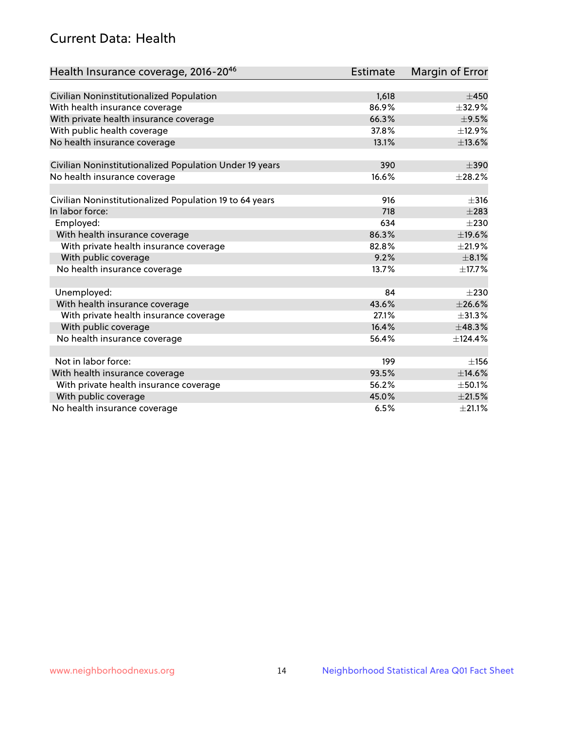# Current Data: Health

| Health Insurance coverage, 2016-20[46] | Estimate | Margin of Error |
|---|---|---|
| Civilian Noninstitutionalized Population | 1,618 | ±450 |
| With health insurance coverage | 86.9% | ±32.9% |
| With private health insurance coverage | 66.3% | ±9.5% |
| With public health coverage | 37.8% | ±12.9% |
| No health insurance coverage | 13.1% | ±13.6% |
| | | |
| Civilian Noninstitutionalized Population Under 19 years | 390 | ±390 |
| No health insurance coverage | 16.6% | ±28.2% |
| | | |
| Civilian Noninstitutionalized Population 19 to 64 years | 916 | ±316 |
| In labor force: | 718 | ±283 |
| Employed: | 634 | ±230 |
| With health insurance coverage | 86.3% | ±19.6% |
| With private health insurance coverage | 82.8% | ±21.9% |
| With public coverage | 9.2% | ±8.1% |
| No health insurance coverage | 13.7% | ±17.7% |
| | | |
| Unemployed: | 84 | ±230 |
| With health insurance coverage | 43.6% | ±26.6% |
| With private health insurance coverage | 27.1% | ±31.3% |
| With public coverage | 16.4% | ±48.3% |
| No health insurance coverage | 56.4% | ±124.4% |
| | | |
| Not in labor force: | 199 | ±156 |
| With health insurance coverage | 93.5% | ±14.6% |
| With private health insurance coverage | 56.2% | ±50.1% |
| With public coverage | 45.0% | ±21.5% |
| No health insurance coverage | 6.5% | ±21.1% |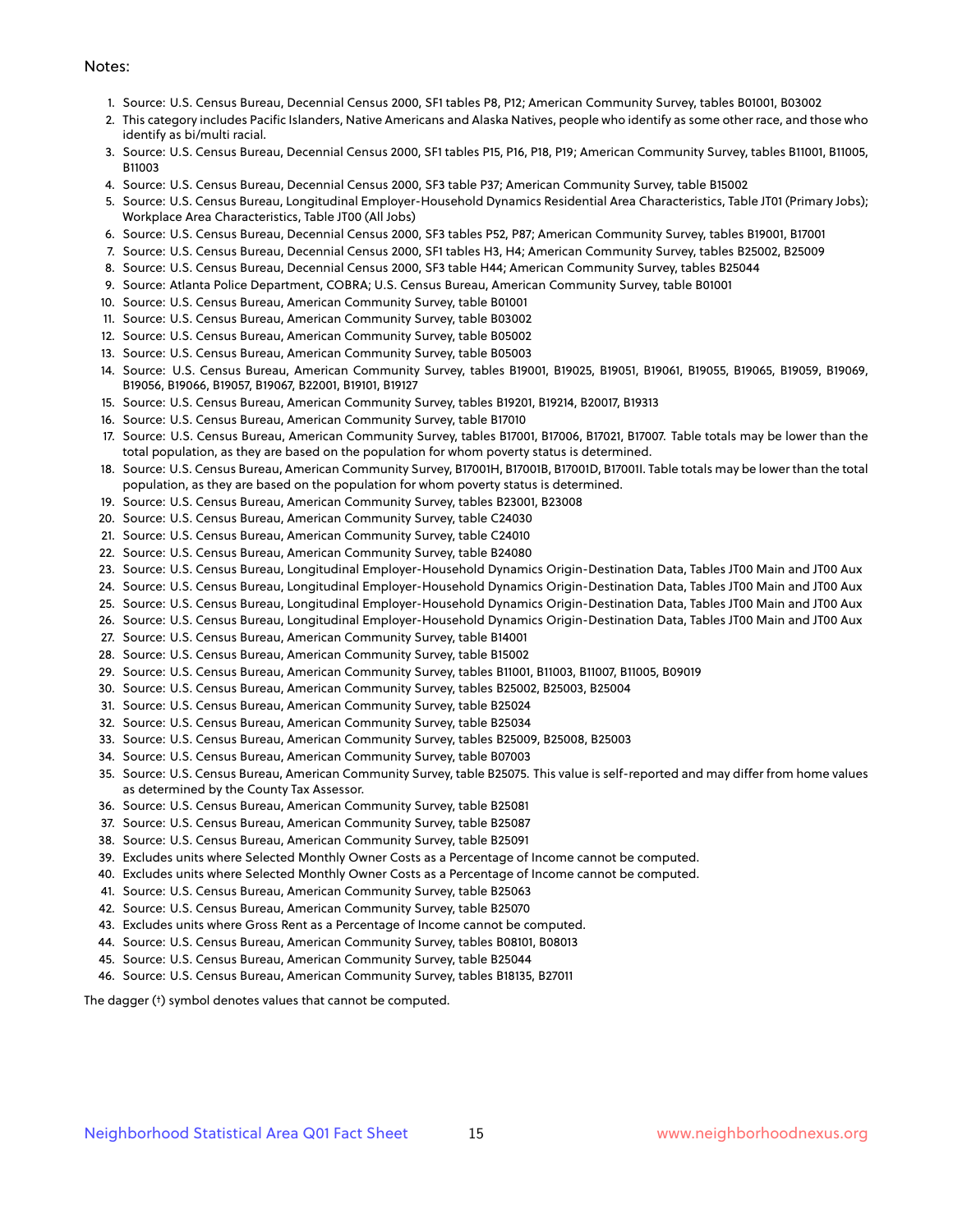Notes:

1. Source: U.S. Census Bureau, Decennial Census 2000, SF1 tables P8, P12; American Community Survey, tables B01001, B03002
2. This category includes Pacific Islanders, Native Americans and Alaska Natives, people who identify as some other race, and those who identify as bi/multi racial.
3. Source: U.S. Census Bureau, Decennial Census 2000, SF1 tables P15, P16, P18, P19; American Community Survey, tables B11001, B11005, B11003
4. Source: U.S. Census Bureau, Decennial Census 2000, SF3 table P37; American Community Survey, table B15002
5. Source: U.S. Census Bureau, Longitudinal Employer-Household Dynamics Residential Area Characteristics, Table JT01 (Primary Jobs); Workplace Area Characteristics, Table JT00 (All Jobs)
6. Source: U.S. Census Bureau, Decennial Census 2000, SF3 tables P52, P87; American Community Survey, tables B19001, B17001
7. Source: U.S. Census Bureau, Decennial Census 2000, SF1 tables H3, H4; American Community Survey, tables B25002, B25009
8. Source: U.S. Census Bureau, Decennial Census 2000, SF3 table H44; American Community Survey, tables B25044
9. Source: Atlanta Police Department, COBRA; U.S. Census Bureau, American Community Survey, table B01001
10. Source: U.S. Census Bureau, American Community Survey, table B01001
11. Source: U.S. Census Bureau, American Community Survey, table B03002
12. Source: U.S. Census Bureau, American Community Survey, table B05002
13. Source: U.S. Census Bureau, American Community Survey, table B05003
14. Source: U.S. Census Bureau, American Community Survey, tables B19001, B19025, B19051, B19061, B19055, B19065, B19059, B19069, B19056, B19066, B19057, B19067, B22001, B19101, B19127
15. Source: U.S. Census Bureau, American Community Survey, tables B19201, B19214, B20017, B19313
16. Source: U.S. Census Bureau, American Community Survey, table B17010
17. Source: U.S. Census Bureau, American Community Survey, tables B17001, B17006, B17021, B17007. Table totals may be lower than the total population, as they are based on the population for whom poverty status is determined.
18. Source: U.S. Census Bureau, American Community Survey, B17001H, B17001B, B17001D, B17001I. Table totals may be lower than the total population, as they are based on the population for whom poverty status is determined.
19. Source: U.S. Census Bureau, American Community Survey, tables B23001, B23008
20. Source: U.S. Census Bureau, American Community Survey, table C24030
21. Source: U.S. Census Bureau, American Community Survey, table C24010
22. Source: U.S. Census Bureau, American Community Survey, table B24080
23. Source: U.S. Census Bureau, Longitudinal Employer-Household Dynamics Origin-Destination Data, Tables JT00 Main and JT00 Aux
24. Source: U.S. Census Bureau, Longitudinal Employer-Household Dynamics Origin-Destination Data, Tables JT00 Main and JT00 Aux
25. Source: U.S. Census Bureau, Longitudinal Employer-Household Dynamics Origin-Destination Data, Tables JT00 Main and JT00 Aux
26. Source: U.S. Census Bureau, Longitudinal Employer-Household Dynamics Origin-Destination Data, Tables JT00 Main and JT00 Aux
27. Source: U.S. Census Bureau, American Community Survey, table B14001
28. Source: U.S. Census Bureau, American Community Survey, table B15002
29. Source: U.S. Census Bureau, American Community Survey, tables B11001, B11003, B11007, B11005, B09019
30. Source: U.S. Census Bureau, American Community Survey, tables B25002, B25003, B25004
31. Source: U.S. Census Bureau, American Community Survey, table B25024
32. Source: U.S. Census Bureau, American Community Survey, table B25034
33. Source: U.S. Census Bureau, American Community Survey, tables B25009, B25008, B25003
34. Source: U.S. Census Bureau, American Community Survey, table B07003
35. Source: U.S. Census Bureau, American Community Survey, table B25075. This value is self-reported and may differ from home values as determined by the County Tax Assessor.
36. Source: U.S. Census Bureau, American Community Survey, table B25081
37. Source: U.S. Census Bureau, American Community Survey, table B25087
38. Source: U.S. Census Bureau, American Community Survey, table B25091
39. Excludes units where Selected Monthly Owner Costs as a Percentage of Income cannot be computed.
40. Excludes units where Selected Monthly Owner Costs as a Percentage of Income cannot be computed.
41. Source: U.S. Census Bureau, American Community Survey, table B25063
42. Source: U.S. Census Bureau, American Community Survey, table B25070
43. Excludes units where Gross Rent as a Percentage of Income cannot be computed.
44. Source: U.S. Census Bureau, American Community Survey, tables B08101, B08013
45. Source: U.S. Census Bureau, American Community Survey, table B25044
46. Source: U.S. Census Bureau, American Community Survey, tables B18135, B27011

The dagger (†) symbol denotes values that cannot be computed.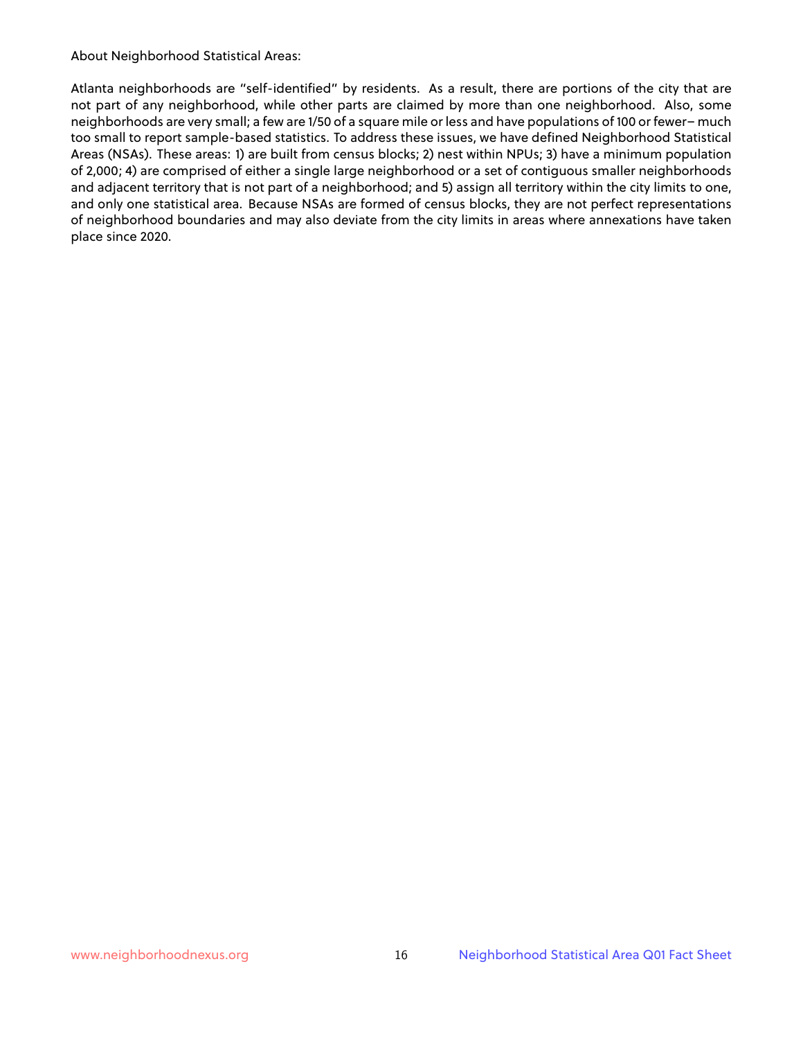About Neighborhood Statistical Areas:

Atlanta neighborhoods are "self-identified" by residents. As a result, there are portions of the city that are not part of any neighborhood, while other parts are claimed by more than one neighborhood. Also, some neighborhoods are very small; a few are 1/50 of a square mile or less and have populations of 100 or fewer– much too small to report sample-based statistics. To address these issues, we have defined Neighborhood Statistical Areas (NSAs). These areas: 1) are built from census blocks; 2) nest within NPUs; 3) have a minimum population of 2,000; 4) are comprised of either a single large neighborhood or a set of contiguous smaller neighborhoods and adjacent territory that is not part of a neighborhood; and 5) assign all territory within the city limits to one, and only one statistical area. Because NSAs are formed of census blocks, they are not perfect representations of neighborhood boundaries and may also deviate from the city limits in areas where annexations have taken place since 2020.